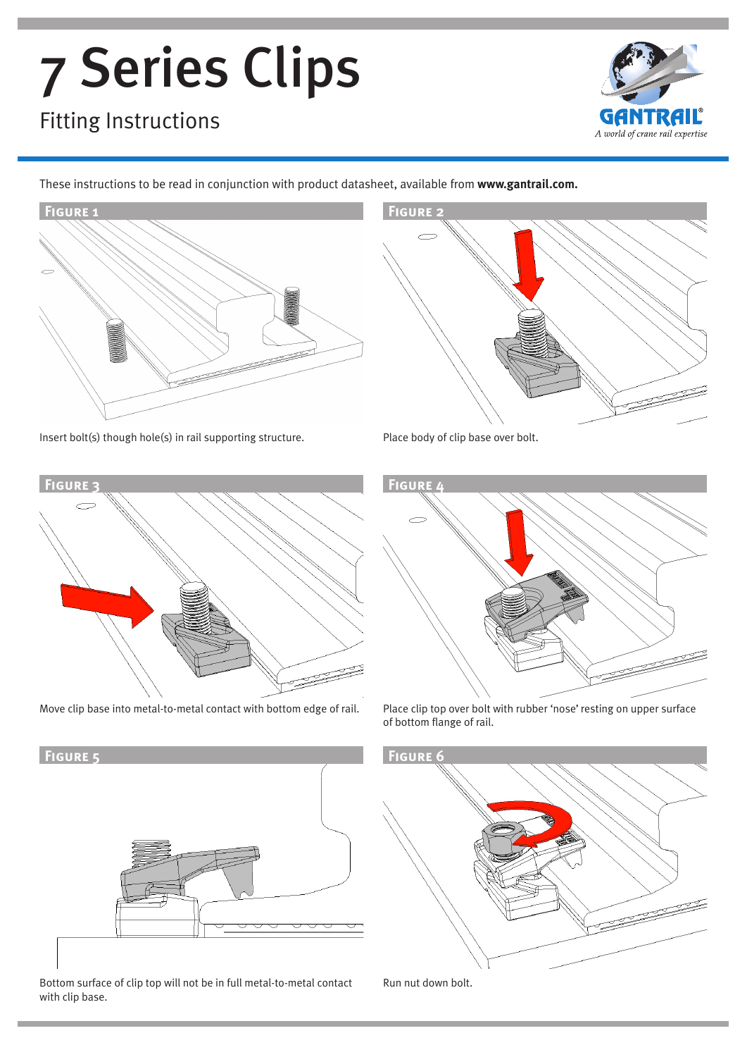# 7 Series Clips

## Fitting Instructions

GANTRAIL®
*A world of crane rail expertise*

These instructions to be read in conjunction with product datasheet, available from **www.gantrail.com.**

**Figure 1**

Insert bolt(s) though hole(s) in rail supporting structure.

**Figure 2**

Place body of clip base over bolt.

**Figure 3**

Move clip base into metal-to-metal contact with bottom edge of rail.

**Figure 4**

Place clip top over bolt with rubber 'nose' resting on upper surface of bottom flange of rail.

**Figure 5**

Bottom surface of clip top will not be in full metal-to-metal contact with clip base.

**Figure 6**

Run nut down bolt.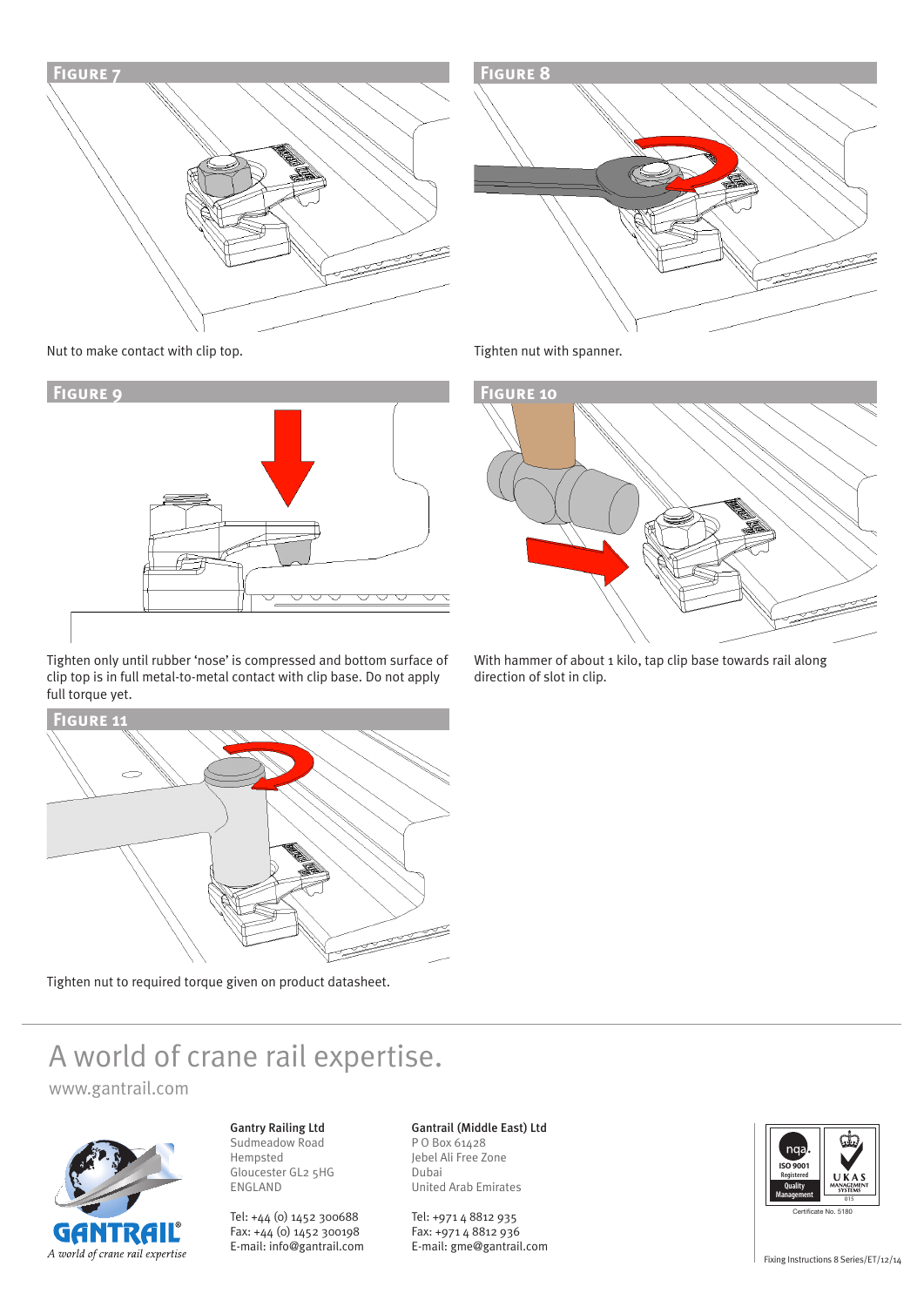## Figure 7

Nut to make contact with clip top.

## Figure 8

Tighten nut with spanner.

## Figure 9

Tighten only until rubber 'nose' is compressed and bottom surface of clip top is in full metal-to-metal contact with clip base. Do not apply full torque yet.

## Figure 10

With hammer of about 1 kilo, tap clip base towards rail along direction of slot in clip.

## Figure 11

Tighten nut to required torque given on product datasheet.

# A world of crane rail expertise.

www.gantrail.com

GANTRAIL®
*A world of crane rail expertise*

**Gantry Railing Ltd**
Sudmeadow Road
Hempsted
Gloucester GL2 5HG
ENGLAND

Tel: +44 (0) 1452 300688
Fax: +44 (0) 1452 300198
E-mail: info@gantrail.com

**Gantrail (Middle East) Ltd**
P O Box 61428
Jebel Ali Free Zone
Dubai
United Arab Emirates

Tel: +971 4 8812 935
Fax: +971 4 8812 936
E-mail: gme@gantrail.com

nqa. ISO 9001 Registered Quality Management — UKAS Management Systems 015
Certificate No. 5180

Fixing Instructions 8 Series/ET/12/14